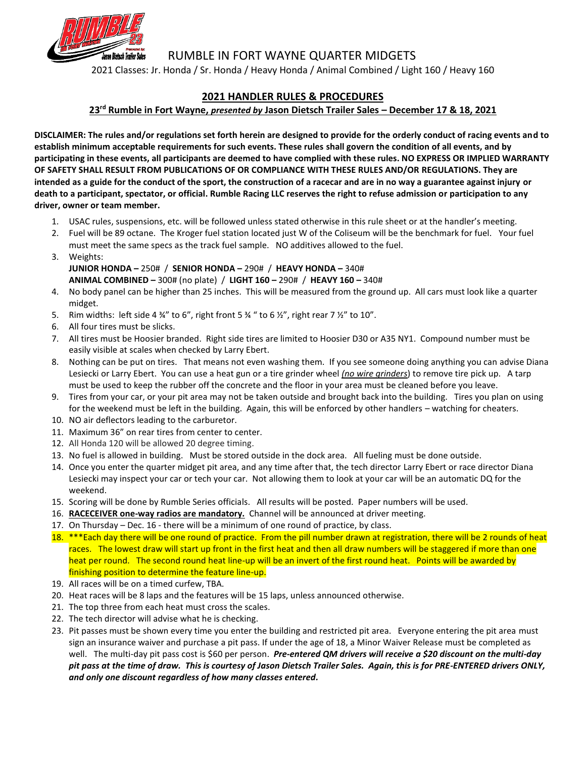# RUMBLE IN FORT WAYNE QUARTER MIDGETS

2021 Classes: Jr. Honda / Sr. Honda / Heavy Honda / Animal Combined / Light 160 / Heavy 160

## 2021 HANDLER RULES & PROCEDURES

### 23rd Rumble in Fort Wayne, *presented by* Jason Dietsch Trailer Sales – December 17 & 18, 2021

**DISCLAIMER: The rules and/or regulations set forth herein are designed to provide for the orderly conduct of racing events and to establish minimum acceptable requirements for such events. These rules shall govern the condition of all events, and by participating in these events, all participants are deemed to have complied with these rules. NO EXPRESS OR IMPLIED WARRANTY OF SAFETY SHALL RESULT FROM PUBLICATIONS OF OR COMPLIANCE WITH THESE RULES AND/OR REGULATIONS. They are intended as a guide for the conduct of the sport, the construction of a racecar and are in no way a guarantee against injury or death to a participant, spectator, or official. Rumble Racing LLC reserves the right to refuse admission or participation to any driver, owner or team member.**

1. USAC rules, suspensions, etc. will be followed unless stated otherwise in this rule sheet or at the handler's meeting.
2. Fuel will be 89 octane. The Kroger fuel station located just W of the Coliseum will be the benchmark for fuel. Your fuel must meet the same specs as the track fuel sample. NO additives allowed to the fuel.
3. Weights:
   **JUNIOR HONDA –** 250# / **SENIOR HONDA –** 290# / **HEAVY HONDA –** 340#
   **ANIMAL COMBINED –** 300# (no plate) / **LIGHT 160 –** 290# / **HEAVY 160 –** 340#
4. No body panel can be higher than 25 inches. This will be measured from the ground up. All cars must look like a quarter midget.
5. Rim widths: left side 4 ¾" to 6", right front 5 ¾ " to 6 ½", right rear 7 ½" to 10".
6. All four tires must be slicks.
7. All tires must be Hoosier branded. Right side tires are limited to Hoosier D30 or A35 NY1. Compound number must be easily visible at scales when checked by Larry Ebert.
8. Nothing can be put on tires. That means not even washing them. If you see someone doing anything you can advise Diana Lesiecki or Larry Ebert. You can use a heat gun or a tire grinder wheel *(no wire grinders)* to remove tire pick up. A tarp must be used to keep the rubber off the concrete and the floor in your area must be cleaned before you leave.
9. Tires from your car, or your pit area may not be taken outside and brought back into the building. Tires you plan on using for the weekend must be left in the building. Again, this will be enforced by other handlers – watching for cheaters.
10. NO air deflectors leading to the carburetor.
11. Maximum 36" on rear tires from center to center.
12. All Honda 120 will be allowed 20 degree timing.
13. No fuel is allowed in building. Must be stored outside in the dock area. All fueling must be done outside.
14. Once you enter the quarter midget pit area, and any time after that, the tech director Larry Ebert or race director Diana Lesiecki may inspect your car or tech your car. Not allowing them to look at your car will be an automatic DQ for the weekend.
15. Scoring will be done by Rumble Series officials. All results will be posted. Paper numbers will be used.
16. **RACECEIVER one-way radios are mandatory.** Channel will be announced at driver meeting.
17. On Thursday – Dec. 16 - there will be a minimum of one round of practice, by class.
18. ***Each day there will be one round of practice. From the pill number drawn at registration, there will be 2 rounds of heat races. The lowest draw will start up front in the first heat and then all draw numbers will be staggered if more than one heat per round. The second round heat line-up will be an invert of the first round heat. Points will be awarded by finishing position to determine the feature line-up.
19. All races will be on a timed curfew, TBA.
20. Heat races will be 8 laps and the features will be 15 laps, unless announced otherwise.
21. The top three from each heat must cross the scales.
22. The tech director will advise what he is checking.
23. Pit passes must be shown every time you enter the building and restricted pit area. Everyone entering the pit area must sign an insurance waiver and purchase a pit pass. If under the age of 18, a Minor Waiver Release must be completed as well. The multi-day pit pass cost is $60 per person. ***Pre-entered QM drivers will receive a $20 discount on the multi-day pit pass at the time of draw. This is courtesy of Jason Dietsch Trailer Sales. Again, this is for PRE-ENTERED drivers ONLY, and only one discount regardless of how many classes entered.***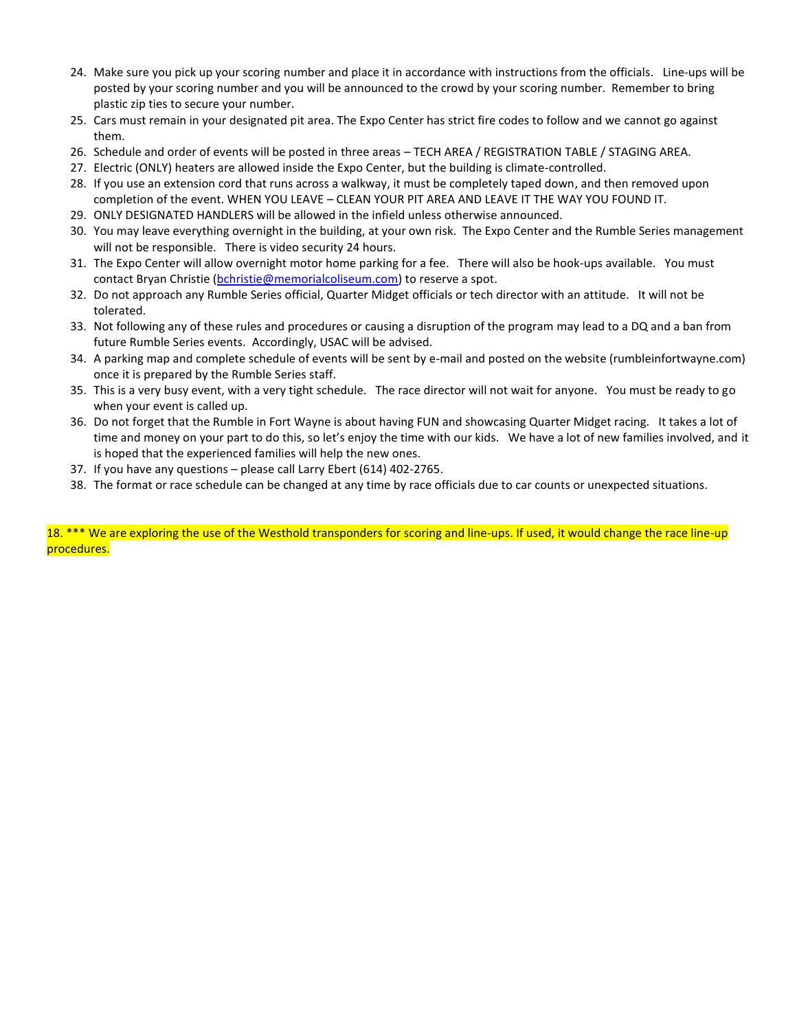24. Make sure you pick up your scoring number and place it in accordance with instructions from the officials. Line-ups will be posted by your scoring number and you will be announced to the crowd by your scoring number. Remember to bring plastic zip ties to secure your number.
25. Cars must remain in your designated pit area. The Expo Center has strict fire codes to follow and we cannot go against them.
26. Schedule and order of events will be posted in three areas – TECH AREA / REGISTRATION TABLE / STAGING AREA.
27. Electric (ONLY) heaters are allowed inside the Expo Center, but the building is climate-controlled.
28. If you use an extension cord that runs across a walkway, it must be completely taped down, and then removed upon completion of the event. WHEN YOU LEAVE – CLEAN YOUR PIT AREA AND LEAVE IT THE WAY YOU FOUND IT.
29. ONLY DESIGNATED HANDLERS will be allowed in the infield unless otherwise announced.
30. You may leave everything overnight in the building, at your own risk. The Expo Center and the Rumble Series management will not be responsible. There is video security 24 hours.
31. The Expo Center will allow overnight motor home parking for a fee. There will also be hook-ups available. You must contact Bryan Christie (bchristie@memorialcoliseum.com) to reserve a spot.
32. Do not approach any Rumble Series official, Quarter Midget officials or tech director with an attitude. It will not be tolerated.
33. Not following any of these rules and procedures or causing a disruption of the program may lead to a DQ and a ban from future Rumble Series events. Accordingly, USAC will be advised.
34. A parking map and complete schedule of events will be sent by e-mail and posted on the website (rumbleinfortwayne.com) once it is prepared by the Rumble Series staff.
35. This is a very busy event, with a very tight schedule. The race director will not wait for anyone. You must be ready to go when your event is called up.
36. Do not forget that the Rumble in Fort Wayne is about having FUN and showcasing Quarter Midget racing. It takes a lot of time and money on your part to do this, so let's enjoy the time with our kids. We have a lot of new families involved, and it is hoped that the experienced families will help the new ones.
37. If you have any questions – please call Larry Ebert (614) 402-2765.
38. The format or race schedule can be changed at any time by race officials due to car counts or unexpected situations.

18. *** We are exploring the use of the Westhold transponders for scoring and line-ups. If used, it would change the race line-up procedures.